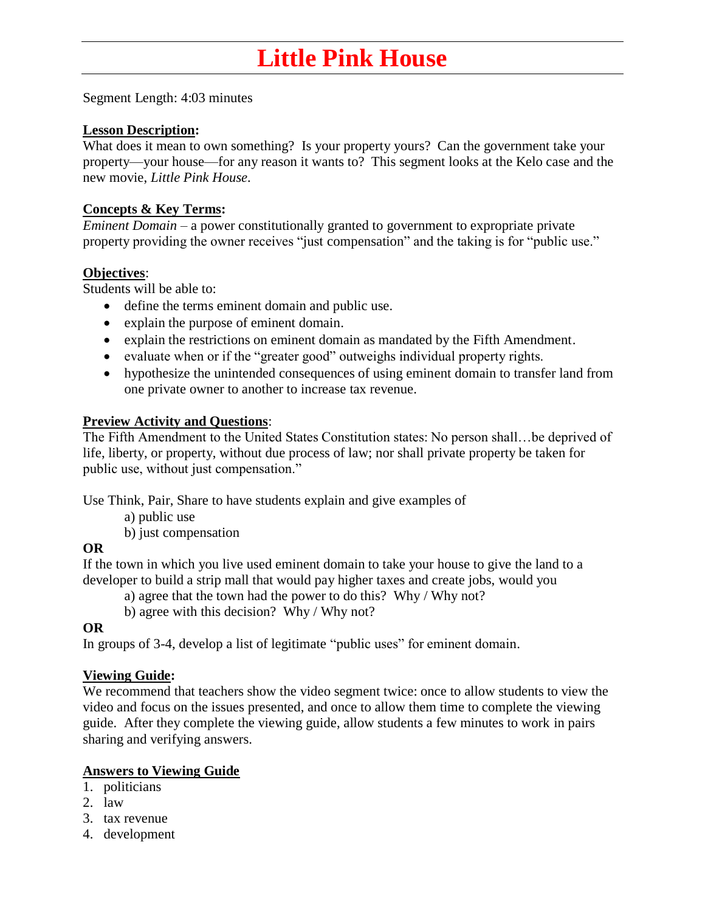# Little Pink House

Segment Length: 4:03 minutes

**Lesson Description:**

What does it mean to own something? Is your property yours? Can the government take your property—your house—for any reason it wants to? This segment looks at the Kelo case and the new movie, *Little Pink House*.

**Concepts & Key Terms:**

*Eminent Domain* – a power constitutionally granted to government to expropriate private property providing the owner receives "just compensation" and the taking is for "public use."

**Objectives**:

Students will be able to:

- define the terms eminent domain and public use.
- explain the purpose of eminent domain.
- explain the restrictions on eminent domain as mandated by the Fifth Amendment.
- evaluate when or if the "greater good" outweighs individual property rights.
- hypothesize the unintended consequences of using eminent domain to transfer land from one private owner to another to increase tax revenue.

**Preview Activity and Questions**:

The Fifth Amendment to the United States Constitution states: No person shall…be deprived of life, liberty, or property, without due process of law; nor shall private property be taken for public use, without just compensation."

Use Think, Pair, Share to have students explain and give examples of

a) public use
b) just compensation

**OR**

If the town in which you live used eminent domain to take your house to give the land to a developer to build a strip mall that would pay higher taxes and create jobs, would you

a) agree that the town had the power to do this? Why / Why not?
b) agree with this decision? Why / Why not?

**OR**

In groups of 3-4, develop a list of legitimate "public uses" for eminent domain.

**Viewing Guide:**

We recommend that teachers show the video segment twice: once to allow students to view the video and focus on the issues presented, and once to allow them time to complete the viewing guide. After they complete the viewing guide, allow students a few minutes to work in pairs sharing and verifying answers.

**Answers to Viewing Guide**

1. politicians
2. law
3. tax revenue
4. development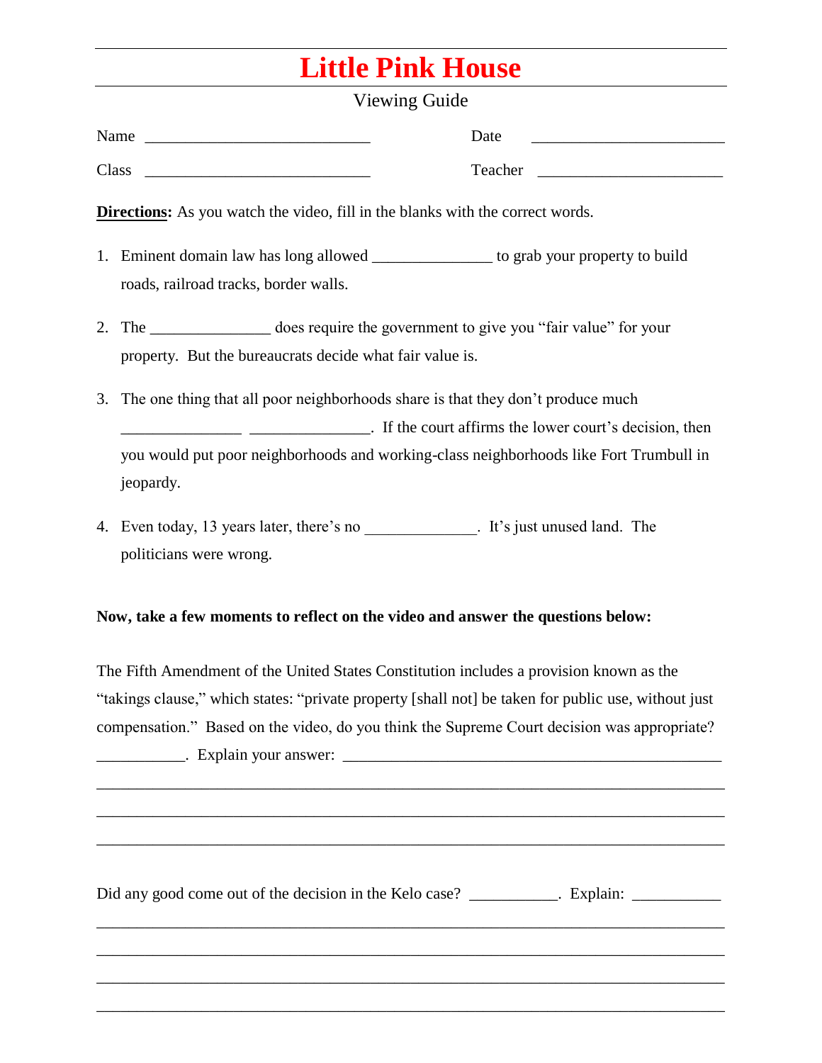# Little Pink House

Viewing Guide

Name ____________________________ Date ________________________

Class ____________________________ Teacher ________________________

**Directions:** As you watch the video, fill in the blanks with the correct words.

1. Eminent domain law has long allowed _______________ to grab your property to build roads, railroad tracks, border walls.

2. The _______________ does require the government to give you "fair value" for your property. But the bureaucrats decide what fair value is.

3. The one thing that all poor neighborhoods share is that they don't produce much _______________ _______________. If the court affirms the lower court's decision, then you would put poor neighborhoods and working-class neighborhoods like Fort Trumbull in jeopardy.

4. Even today, 13 years later, there's no ______________. It's just unused land. The politicians were wrong.

**Now, take a few moments to reflect on the video and answer the questions below:**

The Fifth Amendment of the United States Constitution includes a provision known as the "takings clause," which states: "private property [shall not] be taken for public use, without just compensation." Based on the video, do you think the Supreme Court decision was appropriate? ___________. Explain your answer: ________________________________________________

______________________________________________________________________________

______________________________________________________________________________

______________________________________________________________________________

Did any good come out of the decision in the Kelo case? ___________. Explain: ___________

______________________________________________________________________________

______________________________________________________________________________

______________________________________________________________________________

______________________________________________________________________________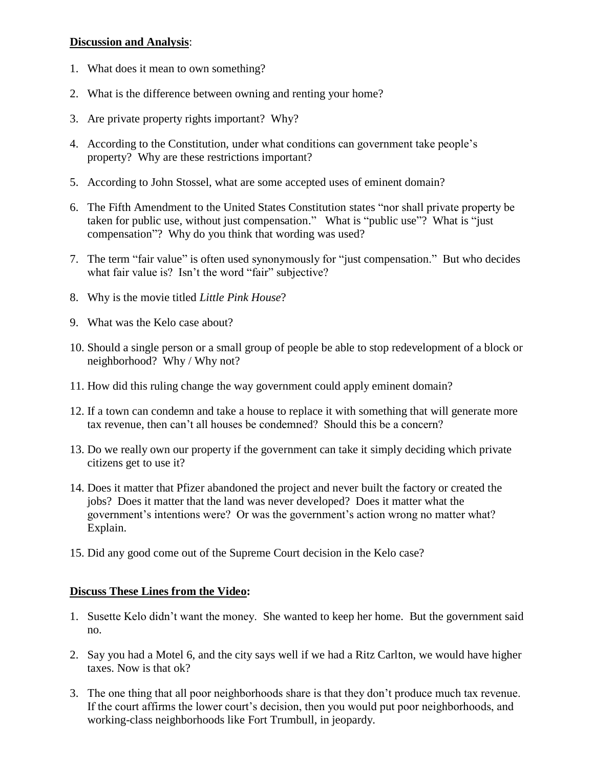**Discussion and Analysis**:

1. What does it mean to own something?
2. What is the difference between owning and renting your home?
3. Are private property rights important? Why?
4. According to the Constitution, under what conditions can government take people's property? Why are these restrictions important?
5. According to John Stossel, what are some accepted uses of eminent domain?
6. The Fifth Amendment to the United States Constitution states "nor shall private property be taken for public use, without just compensation." What is "public use"? What is "just compensation"? Why do you think that wording was used?
7. The term "fair value" is often used synonymously for "just compensation." But who decides what fair value is? Isn't the word "fair" subjective?
8. Why is the movie titled *Little Pink House*?
9. What was the Kelo case about?
10. Should a single person or a small group of people be able to stop redevelopment of a block or neighborhood? Why / Why not?
11. How did this ruling change the way government could apply eminent domain?
12. If a town can condemn and take a house to replace it with something that will generate more tax revenue, then can't all houses be condemned? Should this be a concern?
13. Do we really own our property if the government can take it simply deciding which private citizens get to use it?
14. Does it matter that Pfizer abandoned the project and never built the factory or created the jobs? Does it matter that the land was never developed? Does it matter what the government's intentions were? Or was the government's action wrong no matter what? Explain.
15. Did any good come out of the Supreme Court decision in the Kelo case?

**Discuss These Lines from the Video:**

1. Susette Kelo didn't want the money. She wanted to keep her home. But the government said no.
2. Say you had a Motel 6, and the city says well if we had a Ritz Carlton, we would have higher taxes. Now is that ok?
3. The one thing that all poor neighborhoods share is that they don't produce much tax revenue. If the court affirms the lower court's decision, then you would put poor neighborhoods, and working-class neighborhoods like Fort Trumbull, in jeopardy.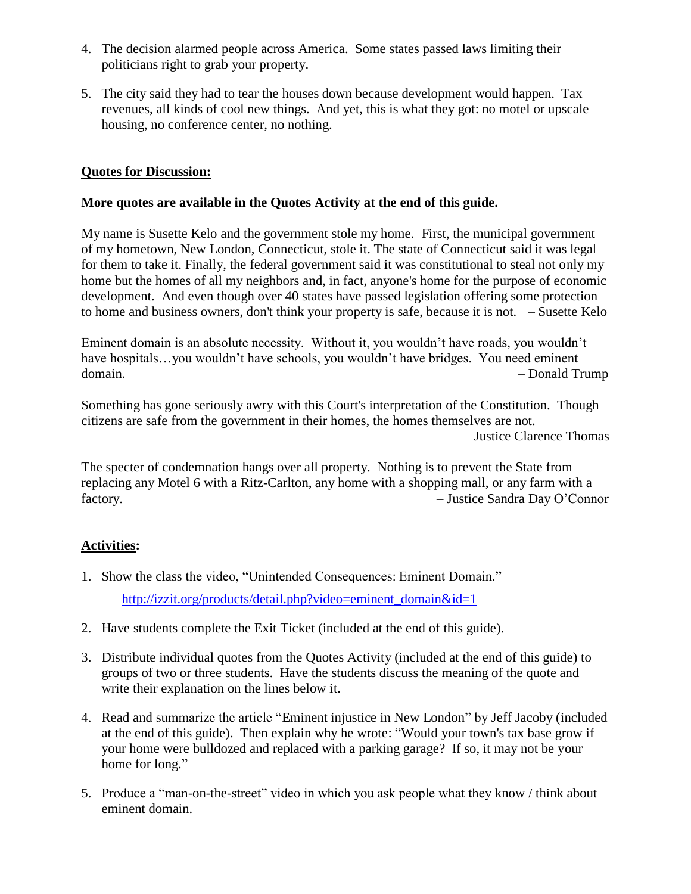4. The decision alarmed people across America. Some states passed laws limiting their politicians right to grab your property.

5. The city said they had to tear the houses down because development would happen. Tax revenues, all kinds of cool new things. And yet, this is what they got: no motel or upscale housing, no conference center, no nothing.

## Quotes for Discussion:

**More quotes are available in the Quotes Activity at the end of this guide.**

My name is Susette Kelo and the government stole my home. First, the municipal government of my hometown, New London, Connecticut, stole it. The state of Connecticut said it was legal for them to take it. Finally, the federal government said it was constitutional to steal not only my home but the homes of all my neighbors and, in fact, anyone's home for the purpose of economic development. And even though over 40 states have passed legislation offering some protection to home and business owners, don't think your property is safe, because it is not. – Susette Kelo

Eminent domain is an absolute necessity. Without it, you wouldn't have roads, you wouldn't have hospitals…you wouldn't have schools, you wouldn't have bridges. You need eminent domain. – Donald Trump

Something has gone seriously awry with this Court's interpretation of the Constitution. Though citizens are safe from the government in their homes, the homes themselves are not. – Justice Clarence Thomas

The specter of condemnation hangs over all property. Nothing is to prevent the State from replacing any Motel 6 with a Ritz-Carlton, any home with a shopping mall, or any farm with a factory. – Justice Sandra Day O'Connor

## Activities:

1. Show the class the video, "Unintended Consequences: Eminent Domain."

   http://izzit.org/products/detail.php?video=eminent_domain&id=1

2. Have students complete the Exit Ticket (included at the end of this guide).

3. Distribute individual quotes from the Quotes Activity (included at the end of this guide) to groups of two or three students. Have the students discuss the meaning of the quote and write their explanation on the lines below it.

4. Read and summarize the article "Eminent injustice in New London" by Jeff Jacoby (included at the end of this guide). Then explain why he wrote: "Would your town's tax base grow if your home were bulldozed and replaced with a parking garage? If so, it may not be your home for long."

5. Produce a "man-on-the-street" video in which you ask people what they know / think about eminent domain.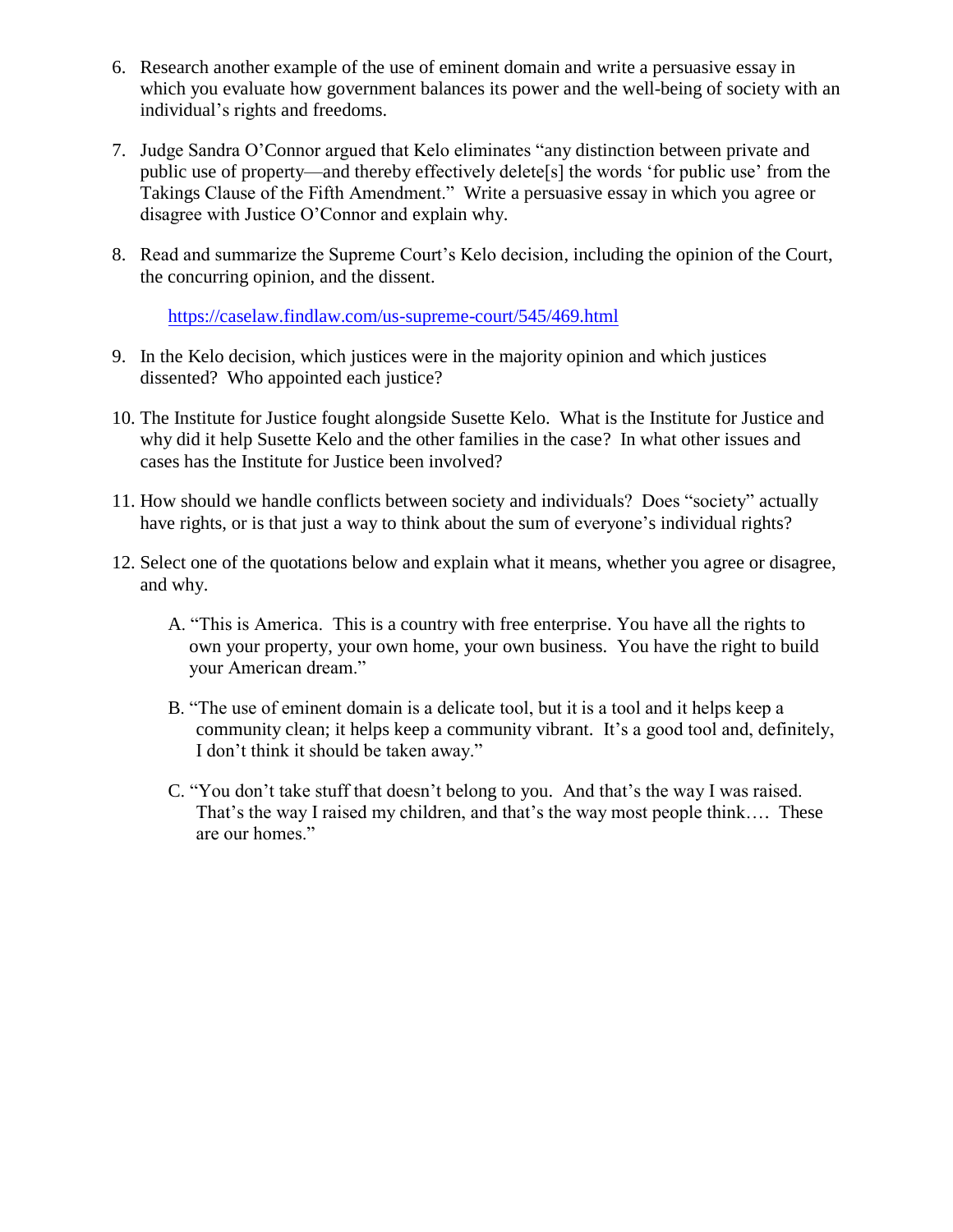6. Research another example of the use of eminent domain and write a persuasive essay in which you evaluate how government balances its power and the well-being of society with an individual's rights and freedoms.

7. Judge Sandra O'Connor argued that Kelo eliminates "any distinction between private and public use of property—and thereby effectively delete[s] the words 'for public use' from the Takings Clause of the Fifth Amendment." Write a persuasive essay in which you agree or disagree with Justice O'Connor and explain why.

8. Read and summarize the Supreme Court's Kelo decision, including the opinion of the Court, the concurring opinion, and the dissent.

   https://caselaw.findlaw.com/us-supreme-court/545/469.html

9. In the Kelo decision, which justices were in the majority opinion and which justices dissented? Who appointed each justice?

10. The Institute for Justice fought alongside Susette Kelo. What is the Institute for Justice and why did it help Susette Kelo and the other families in the case? In what other issues and cases has the Institute for Justice been involved?

11. How should we handle conflicts between society and individuals? Does "society" actually have rights, or is that just a way to think about the sum of everyone's individual rights?

12. Select one of the quotations below and explain what it means, whether you agree or disagree, and why.

    A. "This is America. This is a country with free enterprise. You have all the rights to own your property, your own home, your own business. You have the right to build your American dream."

    B. "The use of eminent domain is a delicate tool, but it is a tool and it helps keep a community clean; it helps keep a community vibrant. It's a good tool and, definitely, I don't think it should be taken away."

    C. "You don't take stuff that doesn't belong to you. And that's the way I was raised. That's the way I raised my children, and that's the way most people think…. These are our homes."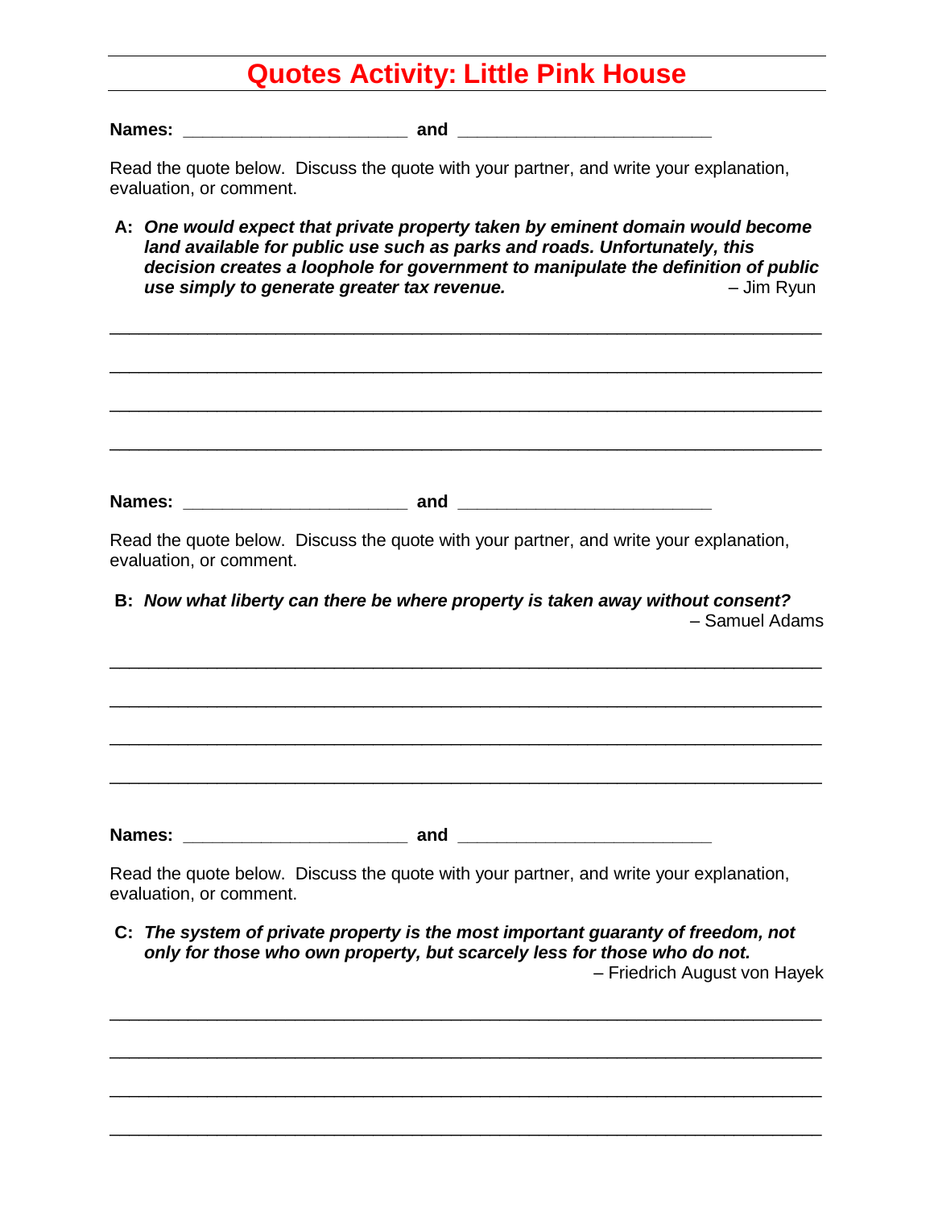# Quotes Activity: Little Pink House

**Names:** ______________________ **and** ________________________

Read the quote below. Discuss the quote with your partner, and write your explanation, evaluation, or comment.

**A:** ***One would expect that private property taken by eminent domain would become land available for public use such as parks and roads. Unfortunately, this decision creates a loophole for government to manipulate the definition of public use simply to generate greater tax revenue.*** – Jim Ryun

______________________________________________________________________

______________________________________________________________________

______________________________________________________________________

______________________________________________________________________

**Names:** ______________________ **and** ________________________

Read the quote below. Discuss the quote with your partner, and write your explanation, evaluation, or comment.

**B:** ***Now what liberty can there be where property is taken away without consent?*** – Samuel Adams

______________________________________________________________________

______________________________________________________________________

______________________________________________________________________

______________________________________________________________________

**Names:** ______________________ **and** ________________________

Read the quote below. Discuss the quote with your partner, and write your explanation, evaluation, or comment.

**C:** ***The system of private property is the most important guaranty of freedom, not only for those who own property, but scarcely less for those who do not.*** – Friedrich August von Hayek

______________________________________________________________________

______________________________________________________________________

______________________________________________________________________

______________________________________________________________________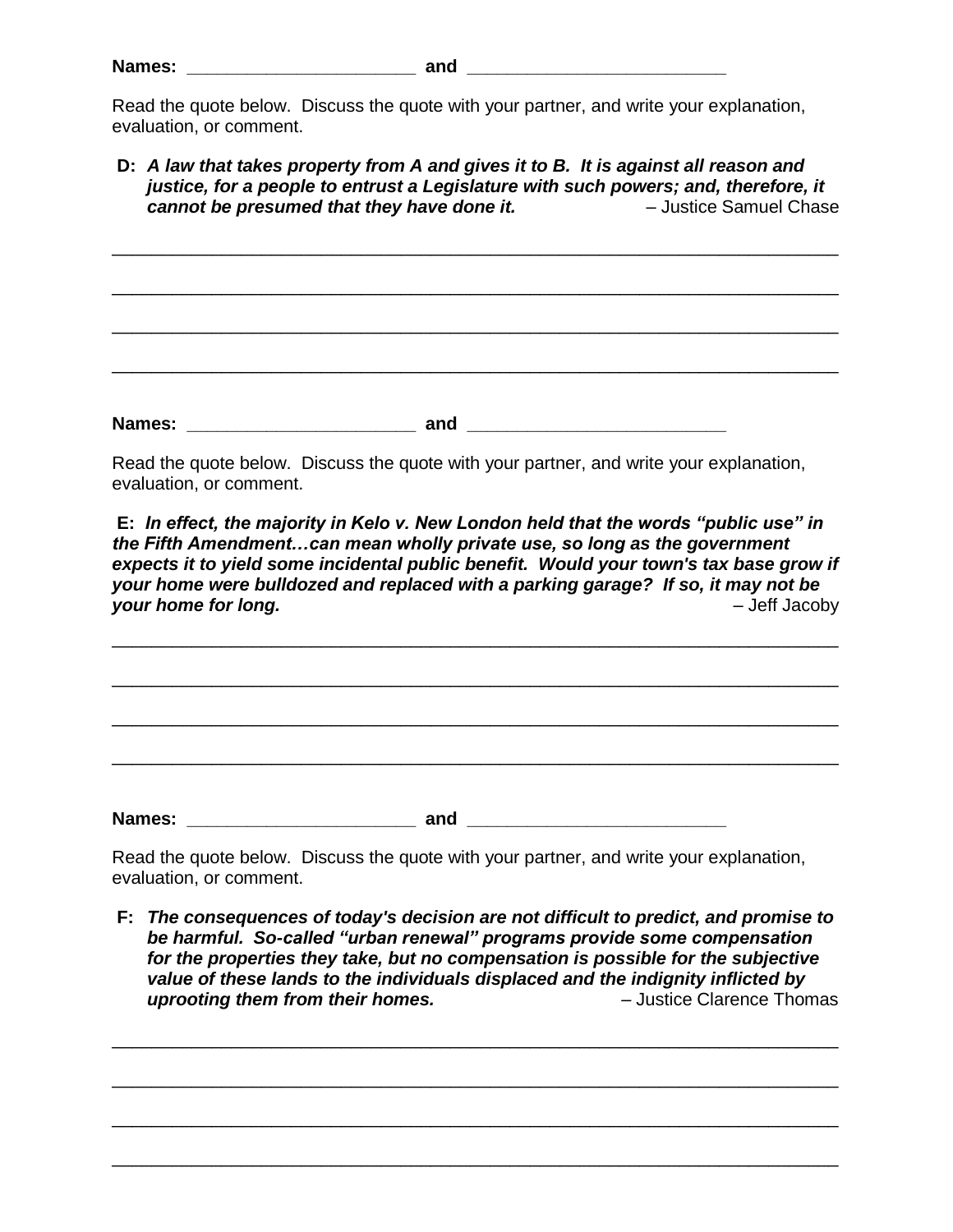**Names:** ______________________ **and** ________________________

Read the quote below. Discuss the quote with your partner, and write your explanation, evaluation, or comment.

**D:** ***A law that takes property from A and gives it to B. It is against all reason and justice, for a people to entrust a Legislature with such powers; and, therefore, it cannot be presumed that they have done it.*** – Justice Samuel Chase

__________________________________________________________________________

__________________________________________________________________________

__________________________________________________________________________

__________________________________________________________________________

**Names:** ______________________ **and** ________________________

Read the quote below. Discuss the quote with your partner, and write your explanation, evaluation, or comment.

**E:** ***In effect, the majority in Kelo v. New London held that the words "public use" in the Fifth Amendment…can mean wholly private use, so long as the government expects it to yield some incidental public benefit. Would your town's tax base grow if your home were bulldozed and replaced with a parking garage? If so, it may not be your home for long.*** – Jeff Jacoby

__________________________________________________________________________

__________________________________________________________________________

__________________________________________________________________________

__________________________________________________________________________

**Names:** ______________________ **and** ________________________

Read the quote below. Discuss the quote with your partner, and write your explanation, evaluation, or comment.

**F:** ***The consequences of today's decision are not difficult to predict, and promise to be harmful. So-called "urban renewal" programs provide some compensation for the properties they take, but no compensation is possible for the subjective value of these lands to the individuals displaced and the indignity inflicted by uprooting them from their homes.*** – Justice Clarence Thomas

__________________________________________________________________________

__________________________________________________________________________

__________________________________________________________________________

__________________________________________________________________________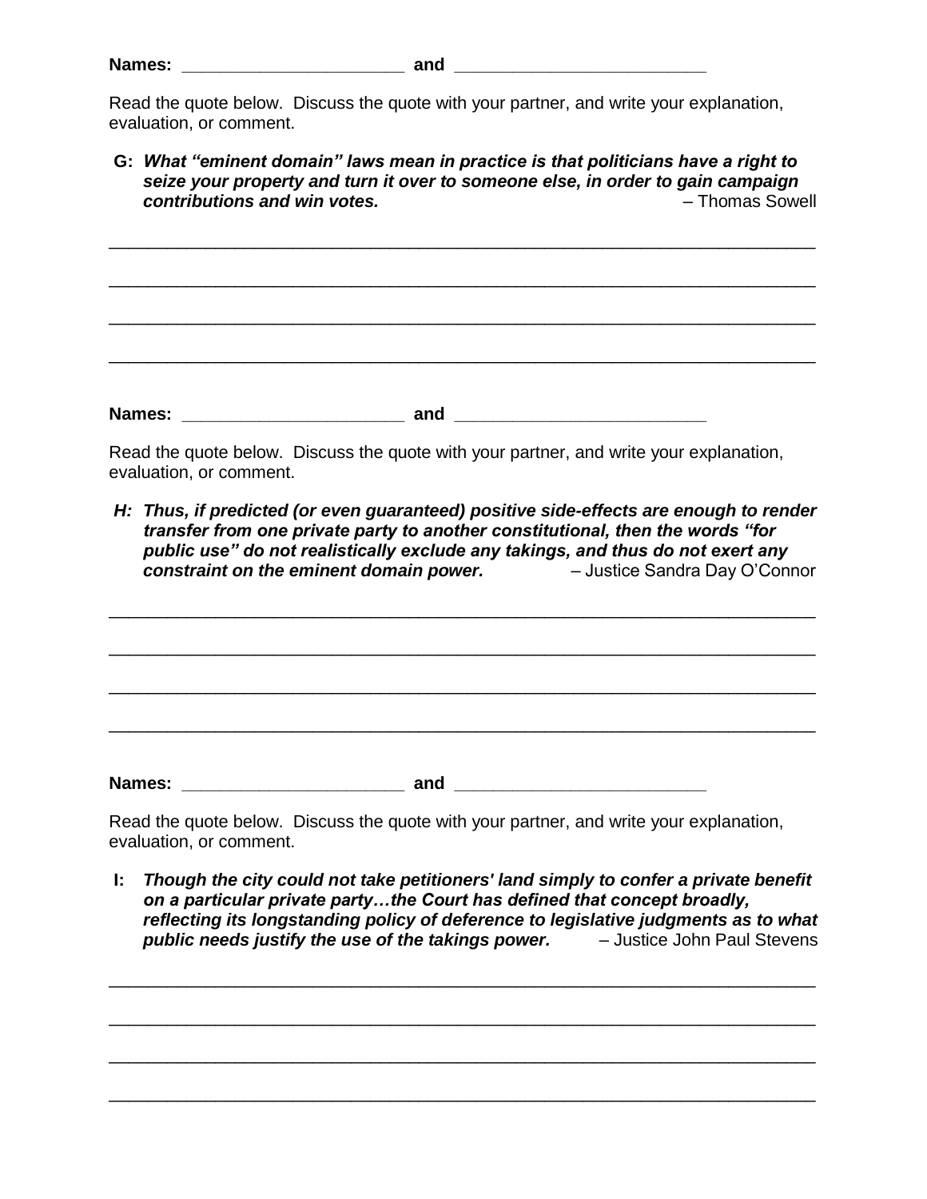**Names:** ______________________ **and** ________________________

Read the quote below. Discuss the quote with your partner, and write your explanation, evaluation, or comment.

**G:** ***What "eminent domain" laws mean in practice is that politicians have a right to seize your property and turn it over to someone else, in order to gain campaign contributions and win votes.*** – Thomas Sowell

_____________________________________________________________________________

_____________________________________________________________________________

_____________________________________________________________________________

_____________________________________________________________________________

**Names:** ______________________ **and** ________________________

Read the quote below. Discuss the quote with your partner, and write your explanation, evaluation, or comment.

***H: Thus, if predicted (or even guaranteed) positive side-effects are enough to render transfer from one private party to another constitutional, then the words "for public use" do not realistically exclude any takings, and thus do not exert any constraint on the eminent domain power.*** – Justice Sandra Day O'Connor

_____________________________________________________________________________

_____________________________________________________________________________

_____________________________________________________________________________

_____________________________________________________________________________

**Names:** ______________________ **and** ________________________

Read the quote below. Discuss the quote with your partner, and write your explanation, evaluation, or comment.

**I:** ***Though the city could not take petitioners' land simply to confer a private benefit on a particular private party…the Court has defined that concept broadly, reflecting its longstanding policy of deference to legislative judgments as to what public needs justify the use of the takings power.*** – Justice John Paul Stevens

_____________________________________________________________________________

_____________________________________________________________________________

_____________________________________________________________________________

_____________________________________________________________________________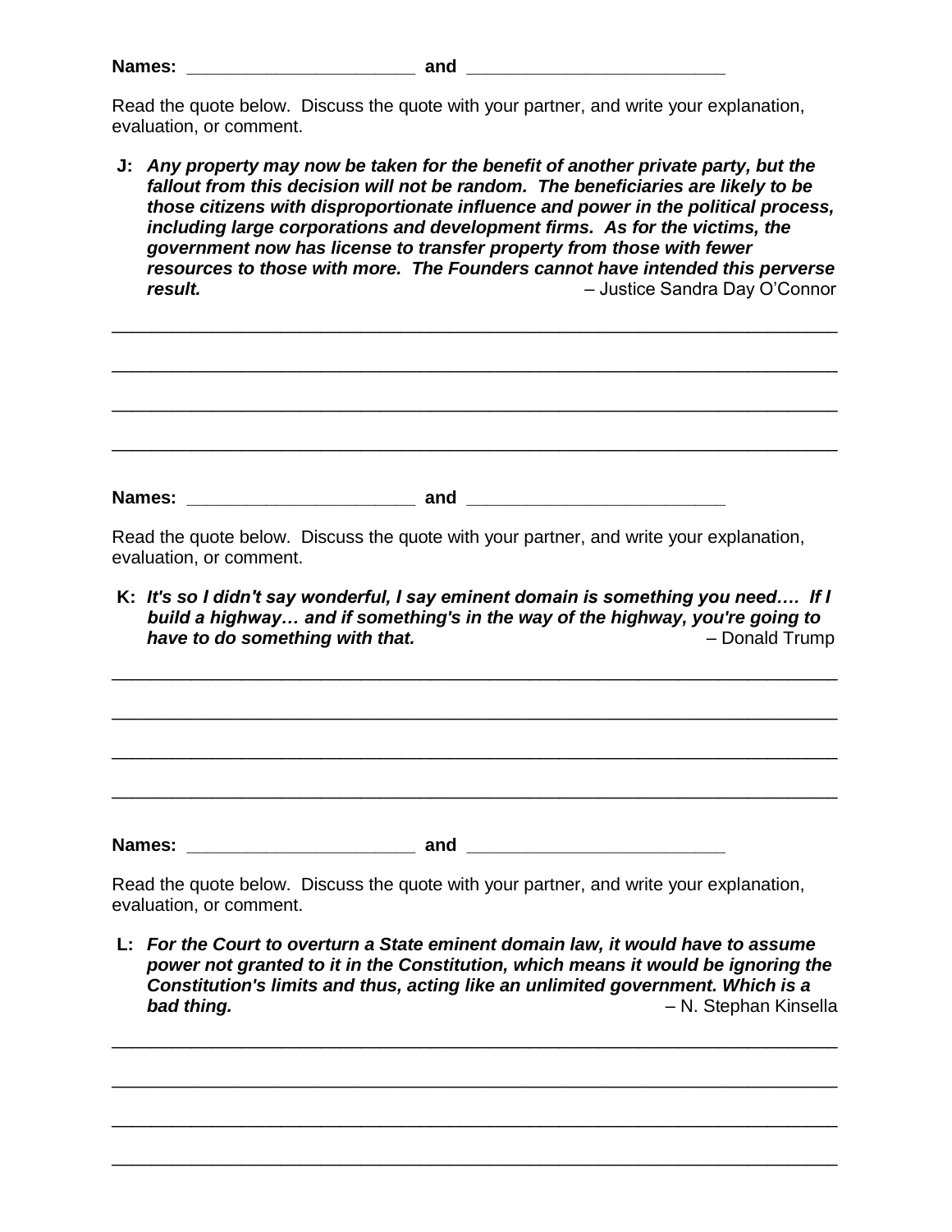**Names: \_\_\_\_\_\_\_\_\_\_\_\_\_\_\_\_\_\_\_\_\_\_\_ and \_\_\_\_\_\_\_\_\_\_\_\_\_\_\_\_\_\_\_\_\_\_\_\_\_\_**

Read the quote below. Discuss the quote with your partner, and write your explanation, evaluation, or comment.

**J:** ***Any property may now be taken for the benefit of another private party, but the fallout from this decision will not be random. The beneficiaries are likely to be those citizens with disproportionate influence and power in the political process, including large corporations and development firms. As for the victims, the government now has license to transfer property from those with fewer resources to those with more. The Founders cannot have intended this perverse result.*** – Justice Sandra Day O'Connor

\_\_\_\_\_\_\_\_\_\_\_\_\_\_\_\_\_\_\_\_\_\_\_\_\_\_\_\_\_\_\_\_\_\_\_\_\_\_\_\_\_\_\_\_\_\_\_\_\_\_\_\_\_\_\_\_\_\_\_\_\_\_\_\_\_\_\_\_\_\_

\_\_\_\_\_\_\_\_\_\_\_\_\_\_\_\_\_\_\_\_\_\_\_\_\_\_\_\_\_\_\_\_\_\_\_\_\_\_\_\_\_\_\_\_\_\_\_\_\_\_\_\_\_\_\_\_\_\_\_\_\_\_\_\_\_\_\_\_\_\_

\_\_\_\_\_\_\_\_\_\_\_\_\_\_\_\_\_\_\_\_\_\_\_\_\_\_\_\_\_\_\_\_\_\_\_\_\_\_\_\_\_\_\_\_\_\_\_\_\_\_\_\_\_\_\_\_\_\_\_\_\_\_\_\_\_\_\_\_\_\_

\_\_\_\_\_\_\_\_\_\_\_\_\_\_\_\_\_\_\_\_\_\_\_\_\_\_\_\_\_\_\_\_\_\_\_\_\_\_\_\_\_\_\_\_\_\_\_\_\_\_\_\_\_\_\_\_\_\_\_\_\_\_\_\_\_\_\_\_\_\_

**Names: \_\_\_\_\_\_\_\_\_\_\_\_\_\_\_\_\_\_\_\_\_\_\_ and \_\_\_\_\_\_\_\_\_\_\_\_\_\_\_\_\_\_\_\_\_\_\_\_\_\_**

Read the quote below. Discuss the quote with your partner, and write your explanation, evaluation, or comment.

**K:** ***It's so I didn't say wonderful, I say eminent domain is something you need…. If I build a highway… and if something's in the way of the highway, you're going to have to do something with that.*** – Donald Trump

\_\_\_\_\_\_\_\_\_\_\_\_\_\_\_\_\_\_\_\_\_\_\_\_\_\_\_\_\_\_\_\_\_\_\_\_\_\_\_\_\_\_\_\_\_\_\_\_\_\_\_\_\_\_\_\_\_\_\_\_\_\_\_\_\_\_\_\_\_\_

\_\_\_\_\_\_\_\_\_\_\_\_\_\_\_\_\_\_\_\_\_\_\_\_\_\_\_\_\_\_\_\_\_\_\_\_\_\_\_\_\_\_\_\_\_\_\_\_\_\_\_\_\_\_\_\_\_\_\_\_\_\_\_\_\_\_\_\_\_\_

\_\_\_\_\_\_\_\_\_\_\_\_\_\_\_\_\_\_\_\_\_\_\_\_\_\_\_\_\_\_\_\_\_\_\_\_\_\_\_\_\_\_\_\_\_\_\_\_\_\_\_\_\_\_\_\_\_\_\_\_\_\_\_\_\_\_\_\_\_\_

\_\_\_\_\_\_\_\_\_\_\_\_\_\_\_\_\_\_\_\_\_\_\_\_\_\_\_\_\_\_\_\_\_\_\_\_\_\_\_\_\_\_\_\_\_\_\_\_\_\_\_\_\_\_\_\_\_\_\_\_\_\_\_\_\_\_\_\_\_\_

**Names: \_\_\_\_\_\_\_\_\_\_\_\_\_\_\_\_\_\_\_\_\_\_\_ and \_\_\_\_\_\_\_\_\_\_\_\_\_\_\_\_\_\_\_\_\_\_\_\_\_\_**

Read the quote below. Discuss the quote with your partner, and write your explanation, evaluation, or comment.

**L:** ***For the Court to overturn a State eminent domain law, it would have to assume power not granted to it in the Constitution, which means it would be ignoring the Constitution's limits and thus, acting like an unlimited government. Which is a bad thing.*** – N. Stephan Kinsella

\_\_\_\_\_\_\_\_\_\_\_\_\_\_\_\_\_\_\_\_\_\_\_\_\_\_\_\_\_\_\_\_\_\_\_\_\_\_\_\_\_\_\_\_\_\_\_\_\_\_\_\_\_\_\_\_\_\_\_\_\_\_\_\_\_\_\_\_\_\_

\_\_\_\_\_\_\_\_\_\_\_\_\_\_\_\_\_\_\_\_\_\_\_\_\_\_\_\_\_\_\_\_\_\_\_\_\_\_\_\_\_\_\_\_\_\_\_\_\_\_\_\_\_\_\_\_\_\_\_\_\_\_\_\_\_\_\_\_\_\_

\_\_\_\_\_\_\_\_\_\_\_\_\_\_\_\_\_\_\_\_\_\_\_\_\_\_\_\_\_\_\_\_\_\_\_\_\_\_\_\_\_\_\_\_\_\_\_\_\_\_\_\_\_\_\_\_\_\_\_\_\_\_\_\_\_\_\_\_\_\_

\_\_\_\_\_\_\_\_\_\_\_\_\_\_\_\_\_\_\_\_\_\_\_\_\_\_\_\_\_\_\_\_\_\_\_\_\_\_\_\_\_\_\_\_\_\_\_\_\_\_\_\_\_\_\_\_\_\_\_\_\_\_\_\_\_\_\_\_\_\_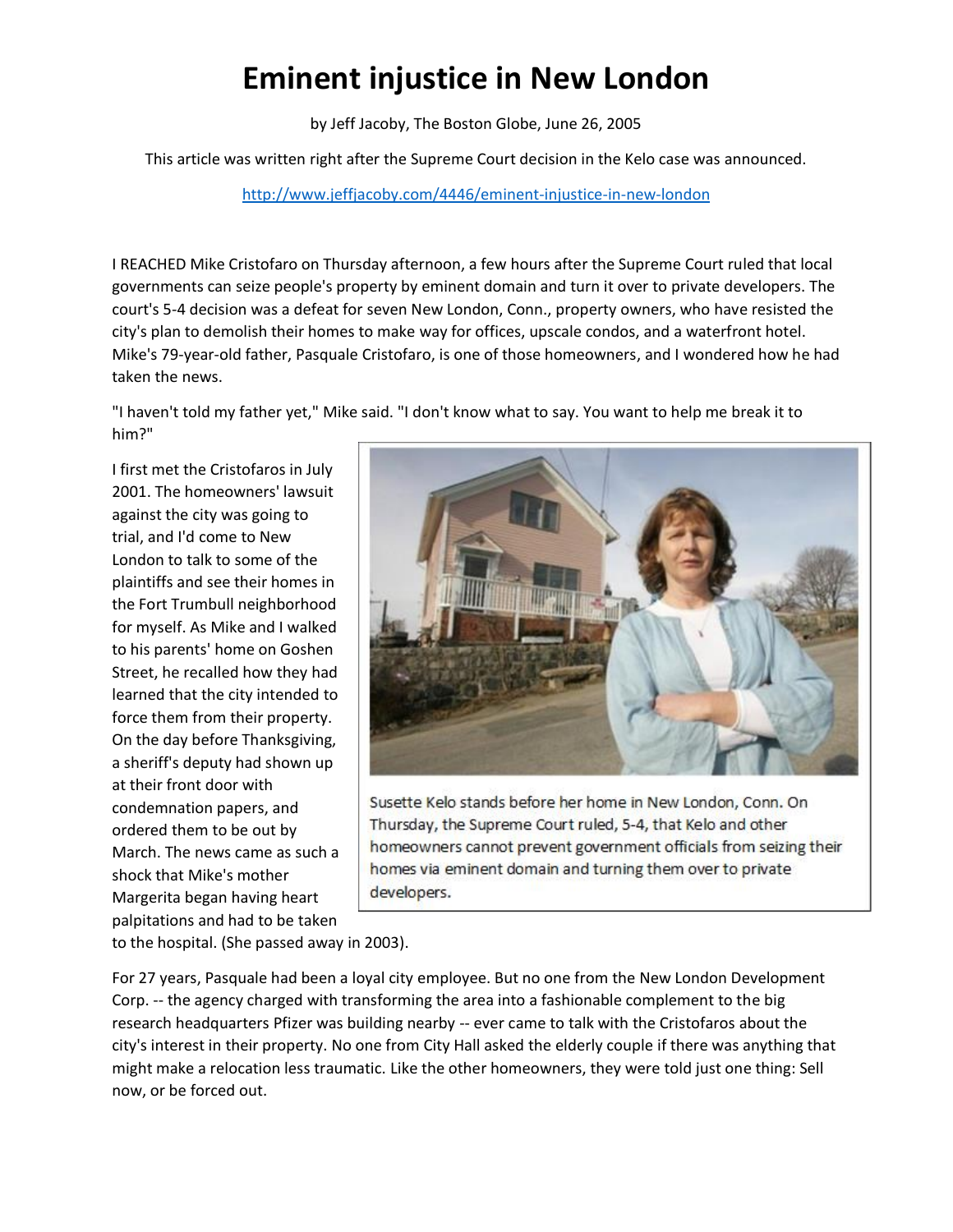# Eminent injustice in New London

by Jeff Jacoby, The Boston Globe, June 26, 2005

This article was written right after the Supreme Court decision in the Kelo case was announced.

http://www.jeffjacoby.com/4446/eminent-injustice-in-new-london

I REACHED Mike Cristofaro on Thursday afternoon, a few hours after the Supreme Court ruled that local governments can seize people's property by eminent domain and turn it over to private developers. The court's 5-4 decision was a defeat for seven New London, Conn., property owners, who have resisted the city's plan to demolish their homes to make way for offices, upscale condos, and a waterfront hotel. Mike's 79-year-old father, Pasquale Cristofaro, is one of those homeowners, and I wondered how he had taken the news.

"I haven't told my father yet," Mike said. "I don't know what to say. You want to help me break it to him?"

I first met the Cristofaros in July 2001. The homeowners' lawsuit against the city was going to trial, and I'd come to New London to talk to some of the plaintiffs and see their homes in the Fort Trumbull neighborhood for myself. As Mike and I walked to his parents' home on Goshen Street, he recalled how they had learned that the city intended to force them from their property. On the day before Thanksgiving, a sheriff's deputy had shown up at their front door with condemnation papers, and ordered them to be out by March. The news came as such a shock that Mike's mother Margerita began having heart palpitations and had to be taken to the hospital. (She passed away in 2003).

Susette Kelo stands before her home in New London, Conn. On Thursday, the Supreme Court ruled, 5-4, that Kelo and other homeowners cannot prevent government officials from seizing their homes via eminent domain and turning them over to private developers.

For 27 years, Pasquale had been a loyal city employee. But no one from the New London Development Corp. -- the agency charged with transforming the area into a fashionable complement to the big research headquarters Pfizer was building nearby -- ever came to talk with the Cristofaros about the city's interest in their property. No one from City Hall asked the elderly couple if there was anything that might make a relocation less traumatic. Like the other homeowners, they were told just one thing: Sell now, or be forced out.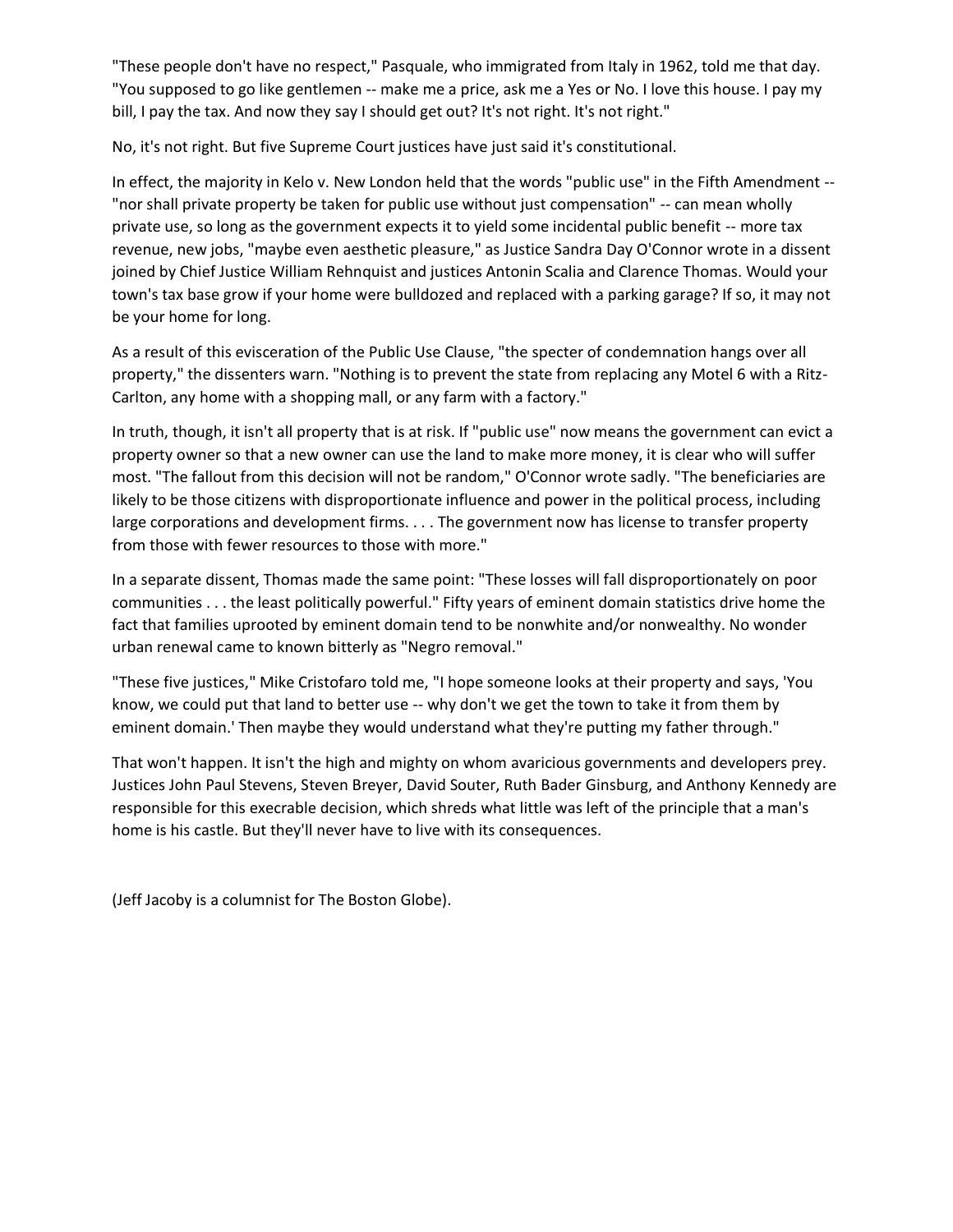"These people don't have no respect," Pasquale, who immigrated from Italy in 1962, told me that day. "You supposed to go like gentlemen -- make me a price, ask me a Yes or No. I love this house. I pay my bill, I pay the tax. And now they say I should get out? It's not right. It's not right."

No, it's not right. But five Supreme Court justices have just said it's constitutional.

In effect, the majority in Kelo v. New London held that the words "public use" in the Fifth Amendment -- "nor shall private property be taken for public use without just compensation" -- can mean wholly private use, so long as the government expects it to yield some incidental public benefit -- more tax revenue, new jobs, "maybe even aesthetic pleasure," as Justice Sandra Day O'Connor wrote in a dissent joined by Chief Justice William Rehnquist and justices Antonin Scalia and Clarence Thomas. Would your town's tax base grow if your home were bulldozed and replaced with a parking garage? If so, it may not be your home for long.

As a result of this evisceration of the Public Use Clause, "the specter of condemnation hangs over all property," the dissenters warn. "Nothing is to prevent the state from replacing any Motel 6 with a Ritz-Carlton, any home with a shopping mall, or any farm with a factory."

In truth, though, it isn't all property that is at risk. If "public use" now means the government can evict a property owner so that a new owner can use the land to make more money, it is clear who will suffer most. "The fallout from this decision will not be random," O'Connor wrote sadly. "The beneficiaries are likely to be those citizens with disproportionate influence and power in the political process, including large corporations and development firms. . . . The government now has license to transfer property from those with fewer resources to those with more."

In a separate dissent, Thomas made the same point: "These losses will fall disproportionately on poor communities . . . the least politically powerful." Fifty years of eminent domain statistics drive home the fact that families uprooted by eminent domain tend to be nonwhite and/or nonwealthy. No wonder urban renewal came to known bitterly as "Negro removal."

"These five justices," Mike Cristofaro told me, "I hope someone looks at their property and says, 'You know, we could put that land to better use -- why don't we get the town to take it from them by eminent domain.' Then maybe they would understand what they're putting my father through."

That won't happen. It isn't the high and mighty on whom avaricious governments and developers prey. Justices John Paul Stevens, Steven Breyer, David Souter, Ruth Bader Ginsburg, and Anthony Kennedy are responsible for this execrable decision, which shreds what little was left of the principle that a man's home is his castle. But they'll never have to live with its consequences.

(Jeff Jacoby is a columnist for The Boston Globe).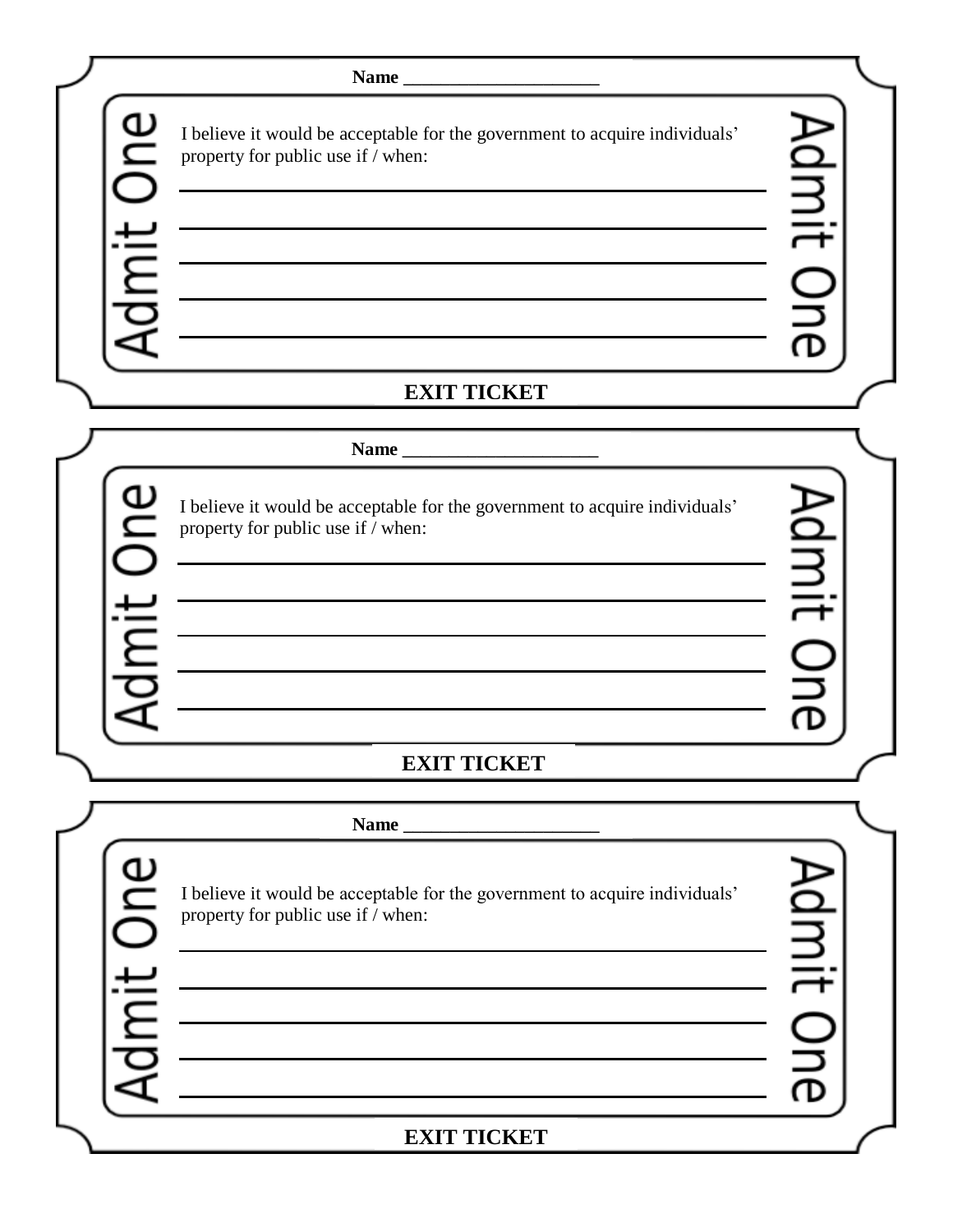**Name** ____________________

Admit One

I believe it would be acceptable for the government to acquire individuals' property for public use if / when:

______________________________________________________________

______________________________________________________________

______________________________________________________________

______________________________________________________________

______________________________________________________________

Admit One

**EXIT TICKET**

---

**Name** ____________________

Admit One

I believe it would be acceptable for the government to acquire individuals' property for public use if / when:

______________________________________________________________

______________________________________________________________

______________________________________________________________

______________________________________________________________

______________________________________________________________

Admit One

**EXIT TICKET**

---

**Name** ____________________

Admit One

I believe it would be acceptable for the government to acquire individuals' property for public use if / when:

______________________________________________________________

______________________________________________________________

______________________________________________________________

______________________________________________________________

______________________________________________________________

Admit One

**EXIT TICKET**